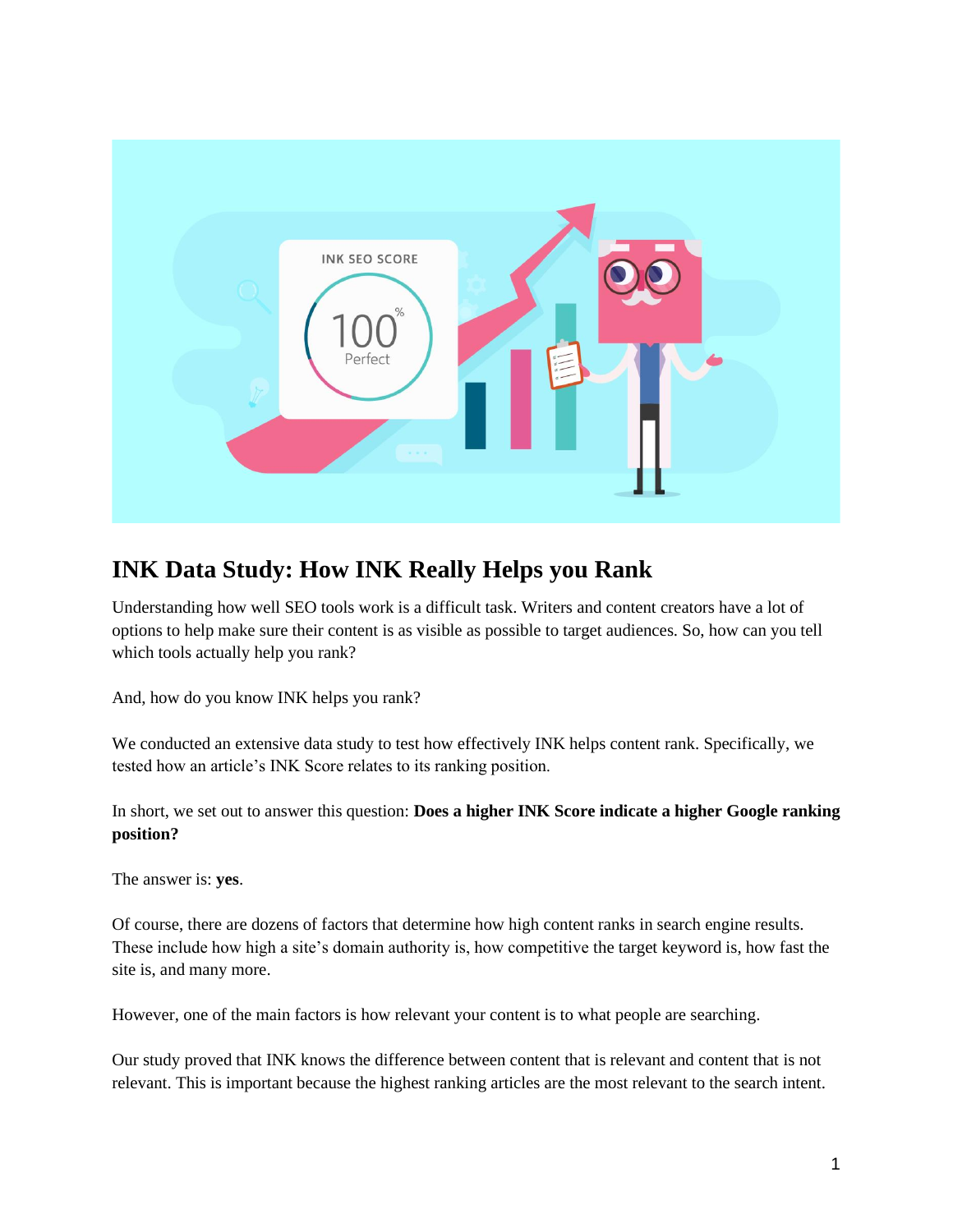# INK Data Study: How INK Really Helps you Rank

Understanding how well SEO tools work is a difficult task. Writers and content creators have a lot of options to help make sure their content is as visible as possible to target audiences. So, how can you tell which tools actually help you rank?

And, how do you know INK helps you rank?

We conducted an extensive data study to test how effectively INK helps content rank. Specifically, we tested how an article's INK Score relates to its ranking position.

In short, we set out to answer this question: **Does a higher INK Score indicate a higher Google ranking position?**

The answer is: **yes**.

Of course, there are dozens of factors that determine how high content ranks in search engine results. These include how high a site's domain authority is, how competitive the target keyword is, how fast the site is, and many more.

However, one of the main factors is how relevant your content is to what people are searching.

Our study proved that INK knows the difference between content that is relevant and content that is not relevant. This is important because the highest ranking articles are the most relevant to the search intent.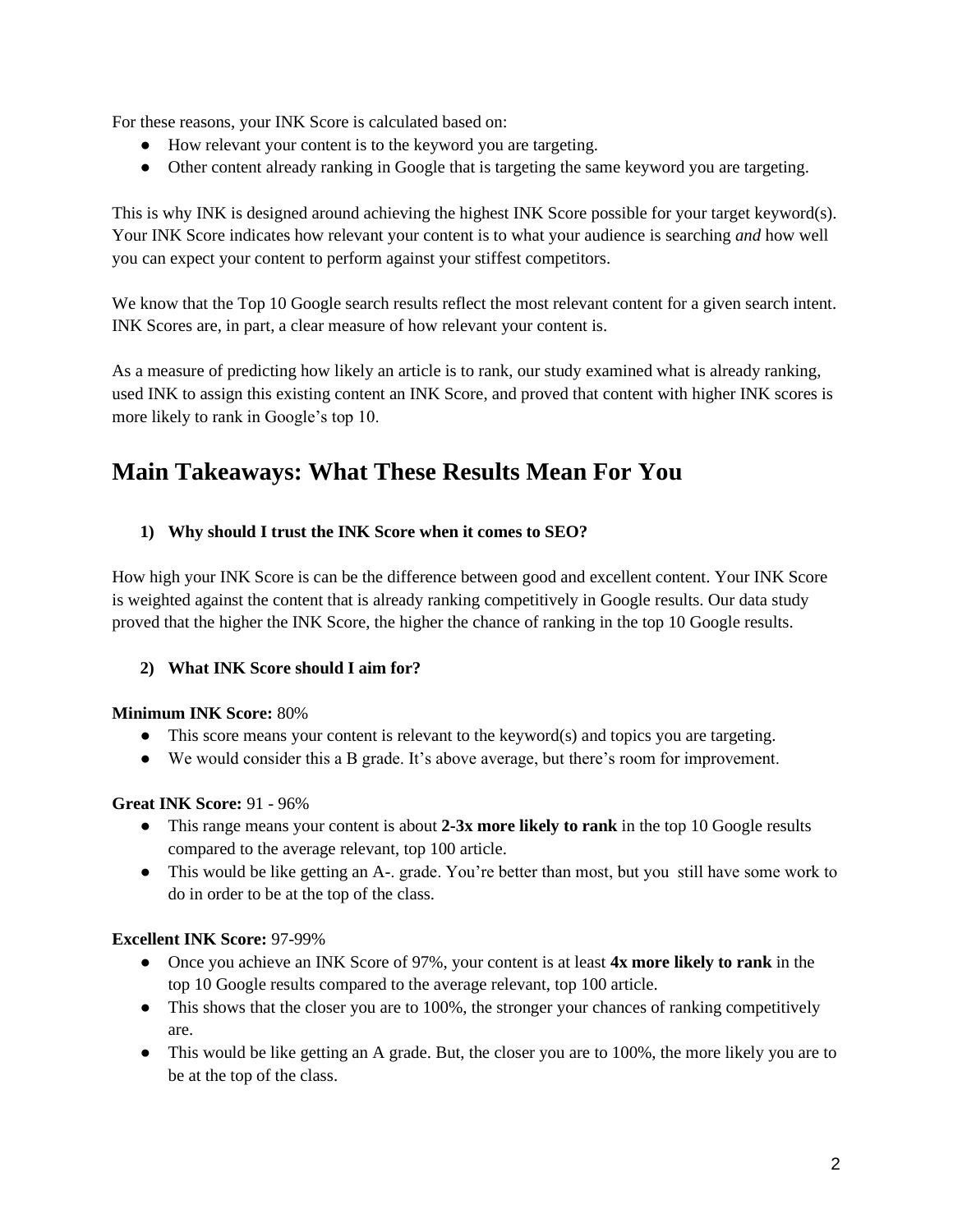For these reasons, your INK Score is calculated based on:

- How relevant your content is to the keyword you are targeting.
- Other content already ranking in Google that is targeting the same keyword you are targeting.

This is why INK is designed around achieving the highest INK Score possible for your target keyword(s). Your INK Score indicates how relevant your content is to what your audience is searching *and* how well you can expect your content to perform against your stiffest competitors.

We know that the Top 10 Google search results reflect the most relevant content for a given search intent. INK Scores are, in part, a clear measure of how relevant your content is.

As a measure of predicting how likely an article is to rank, our study examined what is already ranking, used INK to assign this existing content an INK Score, and proved that content with higher INK scores is more likely to rank in Google's top 10.

## Main Takeaways: What These Results Mean For You

**1) Why should I trust the INK Score when it comes to SEO?**

How high your INK Score is can be the difference between good and excellent content. Your INK Score is weighted against the content that is already ranking competitively in Google results. Our data study proved that the higher the INK Score, the higher the chance of ranking in the top 10 Google results.

**2) What INK Score should I aim for?**

**Minimum INK Score:** 80%

- This score means your content is relevant to the keyword(s) and topics you are targeting.
- We would consider this a B grade. It's above average, but there's room for improvement.

**Great INK Score:** 91 - 96%

- This range means your content is about **2-3x more likely to rank** in the top 10 Google results compared to the average relevant, top 100 article.
- This would be like getting an A-. grade. You're better than most, but you still have some work to do in order to be at the top of the class.

**Excellent INK Score:** 97-99%

- Once you achieve an INK Score of 97%, your content is at least **4x more likely to rank** in the top 10 Google results compared to the average relevant, top 100 article.
- This shows that the closer you are to 100%, the stronger your chances of ranking competitively are.
- This would be like getting an A grade. But, the closer you are to 100%, the more likely you are to be at the top of the class.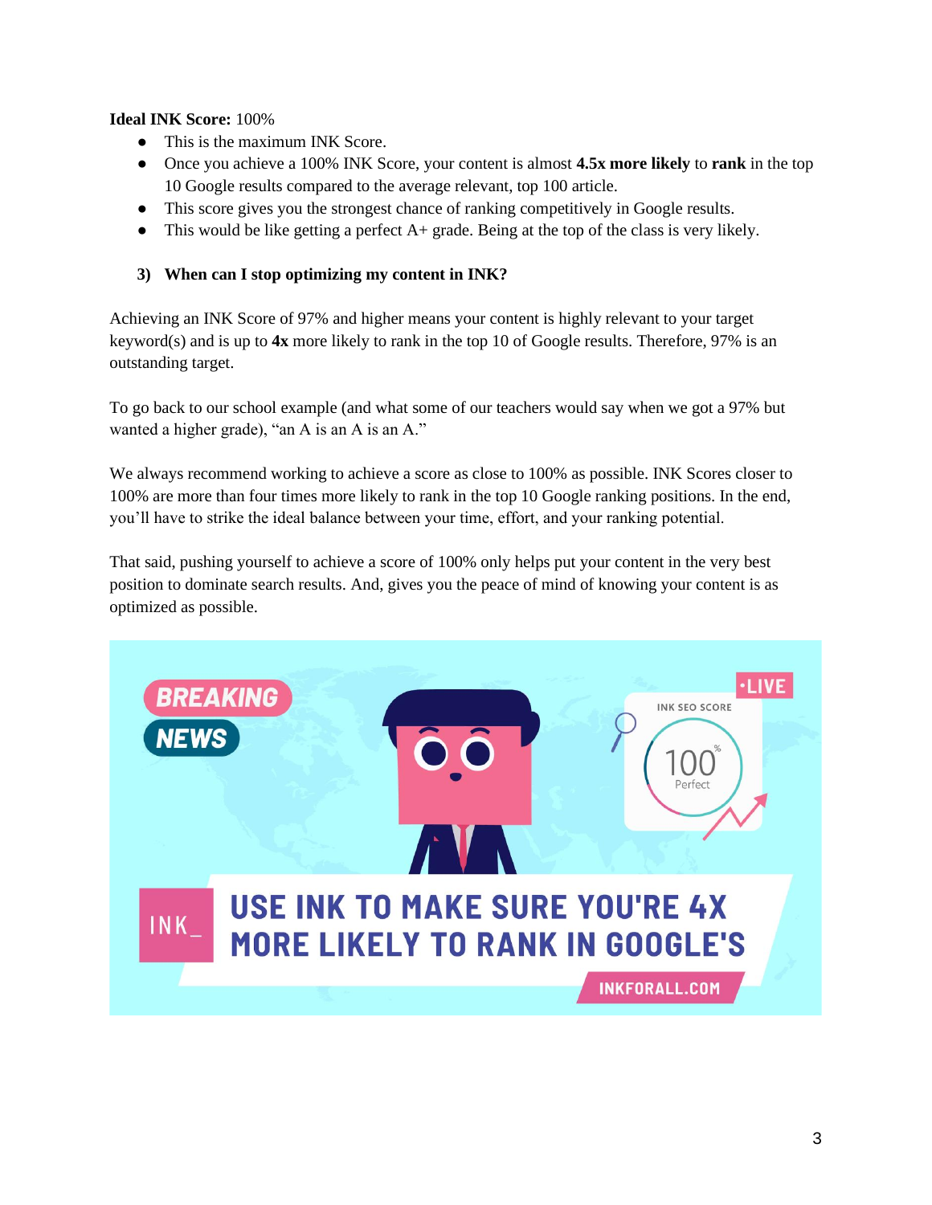**Ideal INK Score:** 100%

- This is the maximum INK Score.
- Once you achieve a 100% INK Score, your content is almost **4.5x more likely** to **rank** in the top 10 Google results compared to the average relevant, top 100 article.
- This score gives you the strongest chance of ranking competitively in Google results.
- This would be like getting a perfect A+ grade. Being at the top of the class is very likely.

### 3) When can I stop optimizing my content in INK?

Achieving an INK Score of 97% and higher means your content is highly relevant to your target keyword(s) and is up to **4x** more likely to rank in the top 10 of Google results. Therefore, 97% is an outstanding target.

To go back to our school example (and what some of our teachers would say when we got a 97% but wanted a higher grade), "an A is an A is an A."

We always recommend working to achieve a score as close to 100% as possible. INK Scores closer to 100% are more than four times more likely to rank in the top 10 Google ranking positions. In the end, you'll have to strike the ideal balance between your time, effort, and your ranking potential.

That said, pushing yourself to achieve a score of 100% only helps put your content in the very best position to dominate search results. And, gives you the peace of mind of knowing your content is as optimized as possible.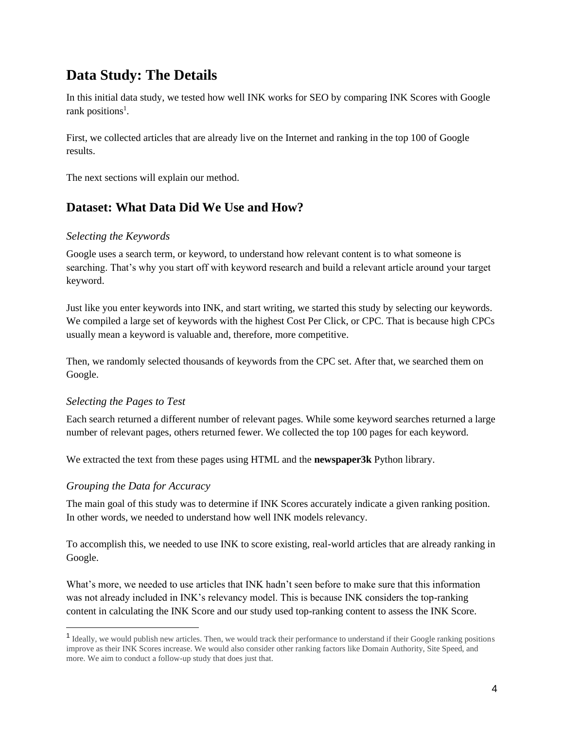## Data Study: The Details

In this initial data study, we tested how well INK works for SEO by comparing INK Scores with Google rank positions[1].

First, we collected articles that are already live on the Internet and ranking in the top 100 of Google results.

The next sections will explain our method.

## Dataset: What Data Did We Use and How?

### *Selecting the Keywords*

Google uses a search term, or keyword, to understand how relevant content is to what someone is searching. That's why you start off with keyword research and build a relevant article around your target keyword.

Just like you enter keywords into INK, and start writing, we started this study by selecting our keywords. We compiled a large set of keywords with the highest Cost Per Click, or CPC. That is because high CPCs usually mean a keyword is valuable and, therefore, more competitive.

Then, we randomly selected thousands of keywords from the CPC set. After that, we searched them on Google.

### *Selecting the Pages to Test*

Each search returned a different number of relevant pages. While some keyword searches returned a large number of relevant pages, others returned fewer. We collected the top 100 pages for each keyword.

We extracted the text from these pages using HTML and the **newspaper3k** Python library.

### *Grouping the Data for Accuracy*

The main goal of this study was to determine if INK Scores accurately indicate a given ranking position. In other words, we needed to understand how well INK models relevancy.

To accomplish this, we needed to use INK to score existing, real-world articles that are already ranking in Google.

What's more, we needed to use articles that INK hadn't seen before to make sure that this information was not already included in INK's relevancy model. This is because INK considers the top-ranking content in calculating the INK Score and our study used top-ranking content to assess the INK Score.

---

[1] Ideally, we would publish new articles. Then, we would track their performance to understand if their Google ranking positions improve as their INK Scores increase. We would also consider other ranking factors like Domain Authority, Site Speed, and more. We aim to conduct a follow-up study that does just that.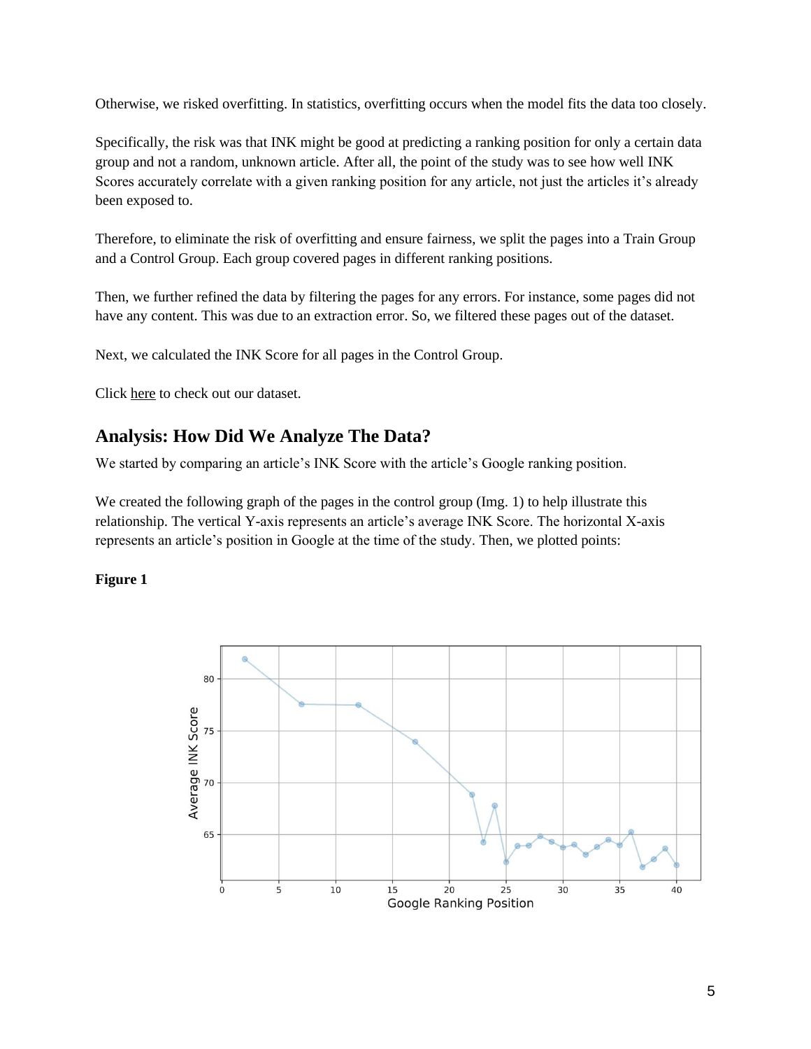Otherwise, we risked overfitting. In statistics, overfitting occurs when the model fits the data too closely.

Specifically, the risk was that INK might be good at predicting a ranking position for only a certain data group and not a random, unknown article. After all, the point of the study was to see how well INK Scores accurately correlate with a given ranking position for any article, not just the articles it's already been exposed to.

Therefore, to eliminate the risk of overfitting and ensure fairness, we split the pages into a Train Group and a Control Group. Each group covered pages in different ranking positions.

Then, we further refined the data by filtering the pages for any errors. For instance, some pages did not have any content. This was due to an extraction error. So, we filtered these pages out of the dataset.

Next, we calculated the INK Score for all pages in the Control Group.

Click here to check out our dataset.

## Analysis: How Did We Analyze The Data?

We started by comparing an article's INK Score with the article's Google ranking position.

We created the following graph of the pages in the control group (Img. 1) to help illustrate this relationship. The vertical Y-axis represents an article's average INK Score. The horizontal X-axis represents an article's position in Google at the time of the study. Then, we plotted points:

**Figure 1**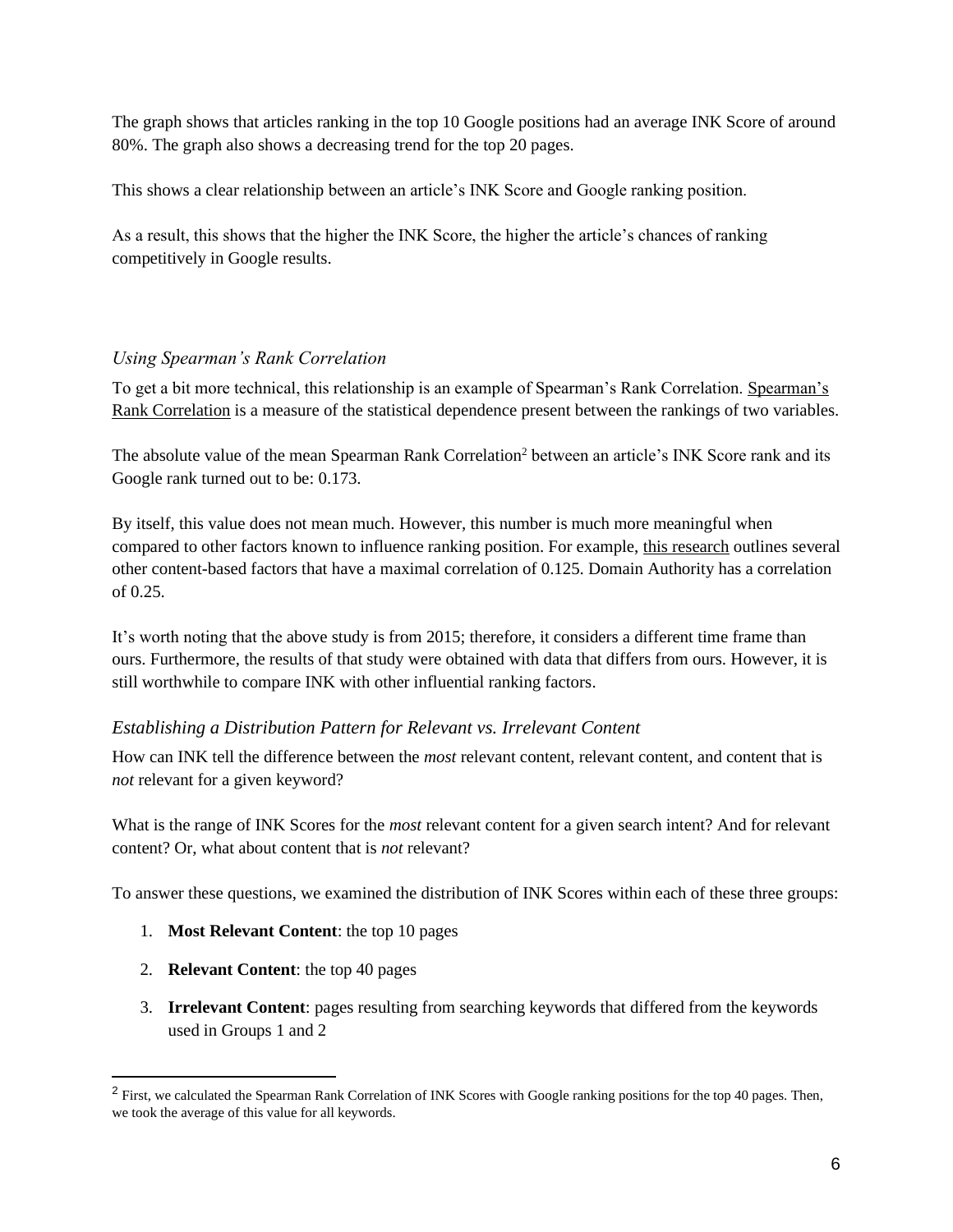The graph shows that articles ranking in the top 10 Google positions had an average INK Score of around 80%. The graph also shows a decreasing trend for the top 20 pages.

This shows a clear relationship between an article's INK Score and Google ranking position.

As a result, this shows that the higher the INK Score, the higher the article's chances of ranking competitively in Google results.

### *Using Spearman's Rank Correlation*

To get a bit more technical, this relationship is an example of Spearman's Rank Correlation. Spearman's Rank Correlation is a measure of the statistical dependence present between the rankings of two variables.

The absolute value of the mean Spearman Rank Correlation[2] between an article's INK Score rank and its Google rank turned out to be: 0.173.

By itself, this value does not mean much. However, this number is much more meaningful when compared to other factors known to influence ranking position. For example, this research outlines several other content-based factors that have a maximal correlation of 0.125. Domain Authority has a correlation of 0.25.

It's worth noting that the above study is from 2015; therefore, it considers a different time frame than ours. Furthermore, the results of that study were obtained with data that differs from ours. However, it is still worthwhile to compare INK with other influential ranking factors.

### *Establishing a Distribution Pattern for Relevant vs. Irrelevant Content*

How can INK tell the difference between the *most* relevant content, relevant content, and content that is *not* relevant for a given keyword?

What is the range of INK Scores for the *most* relevant content for a given search intent? And for relevant content? Or, what about content that is *not* relevant?

To answer these questions, we examined the distribution of INK Scores within each of these three groups:

1. **Most Relevant Content**: the top 10 pages
2. **Relevant Content**: the top 40 pages
3. **Irrelevant Content**: pages resulting from searching keywords that differed from the keywords used in Groups 1 and 2

---

[2] First, we calculated the Spearman Rank Correlation of INK Scores with Google ranking positions for the top 40 pages. Then, we took the average of this value for all keywords.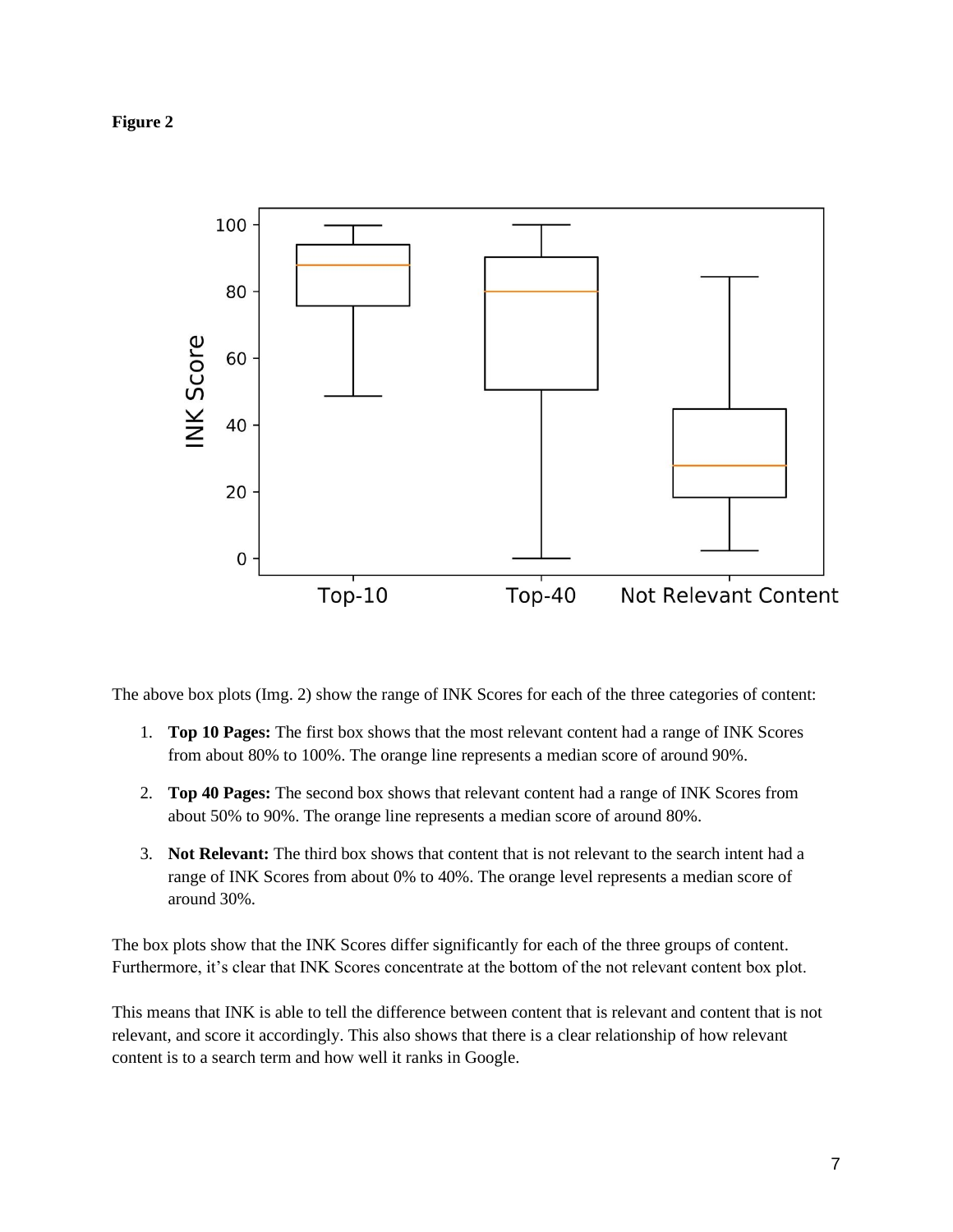**Figure 2**

The above box plots (Img. 2) show the range of INK Scores for each of the three categories of content:

1. **Top 10 Pages:** The first box shows that the most relevant content had a range of INK Scores from about 80% to 100%. The orange line represents a median score of around 90%.

2. **Top 40 Pages:** The second box shows that relevant content had a range of INK Scores from about 50% to 90%. The orange line represents a median score of around 80%.

3. **Not Relevant:** The third box shows that content that is not relevant to the search intent had a range of INK Scores from about 0% to 40%. The orange level represents a median score of around 30%.

The box plots show that the INK Scores differ significantly for each of the three groups of content. Furthermore, it's clear that INK Scores concentrate at the bottom of the not relevant content box plot.

This means that INK is able to tell the difference between content that is relevant and content that is not relevant, and score it accordingly. This also shows that there is a clear relationship of how relevant content is to a search term and how well it ranks in Google.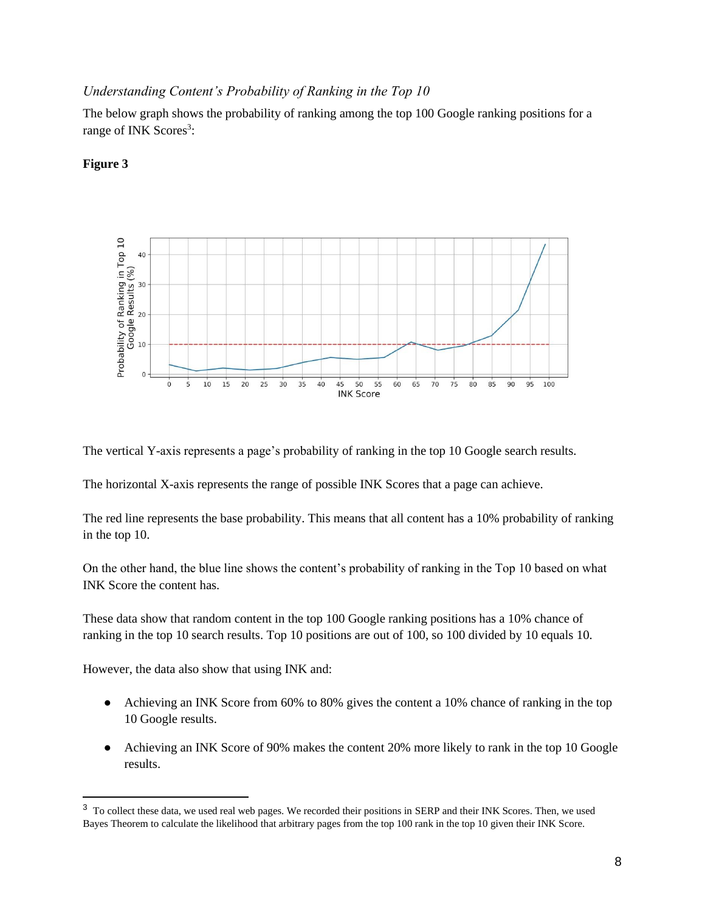*Understanding Content's Probability of Ranking in the Top 10*

The below graph shows the probability of ranking among the top 100 Google ranking positions for a range of INK Scores[3]:

**Figure 3**

The vertical Y-axis represents a page's probability of ranking in the top 10 Google search results.

The horizontal X-axis represents the range of possible INK Scores that a page can achieve.

The red line represents the base probability. This means that all content has a 10% probability of ranking in the top 10.

On the other hand, the blue line shows the content's probability of ranking in the Top 10 based on what INK Score the content has.

These data show that random content in the top 100 Google ranking positions has a 10% chance of ranking in the top 10 search results. Top 10 positions are out of 100, so 100 divided by 10 equals 10.

However, the data also show that using INK and:

- Achieving an INK Score from 60% to 80% gives the content a 10% chance of ranking in the top 10 Google results.
- Achieving an INK Score of 90% makes the content 20% more likely to rank in the top 10 Google results.

[3] To collect these data, we used real web pages. We recorded their positions in SERP and their INK Scores. Then, we used Bayes Theorem to calculate the likelihood that arbitrary pages from the top 100 rank in the top 10 given their INK Score.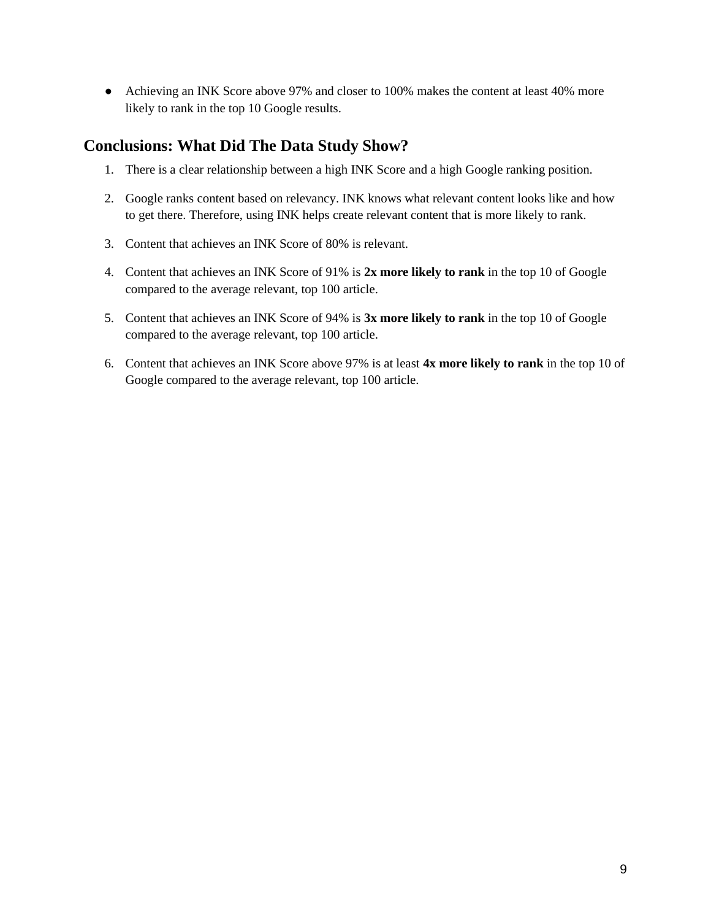- Achieving an INK Score above 97% and closer to 100% makes the content at least 40% more likely to rank in the top 10 Google results.

## Conclusions: What Did The Data Study Show?

1. There is a clear relationship between a high INK Score and a high Google ranking position.
2. Google ranks content based on relevancy. INK knows what relevant content looks like and how to get there. Therefore, using INK helps create relevant content that is more likely to rank.
3. Content that achieves an INK Score of 80% is relevant.
4. Content that achieves an INK Score of 91% is **2x more likely to rank** in the top 10 of Google compared to the average relevant, top 100 article.
5. Content that achieves an INK Score of 94% is **3x more likely to rank** in the top 10 of Google compared to the average relevant, top 100 article.
6. Content that achieves an INK Score above 97% is at least **4x more likely to rank** in the top 10 of Google compared to the average relevant, top 100 article.